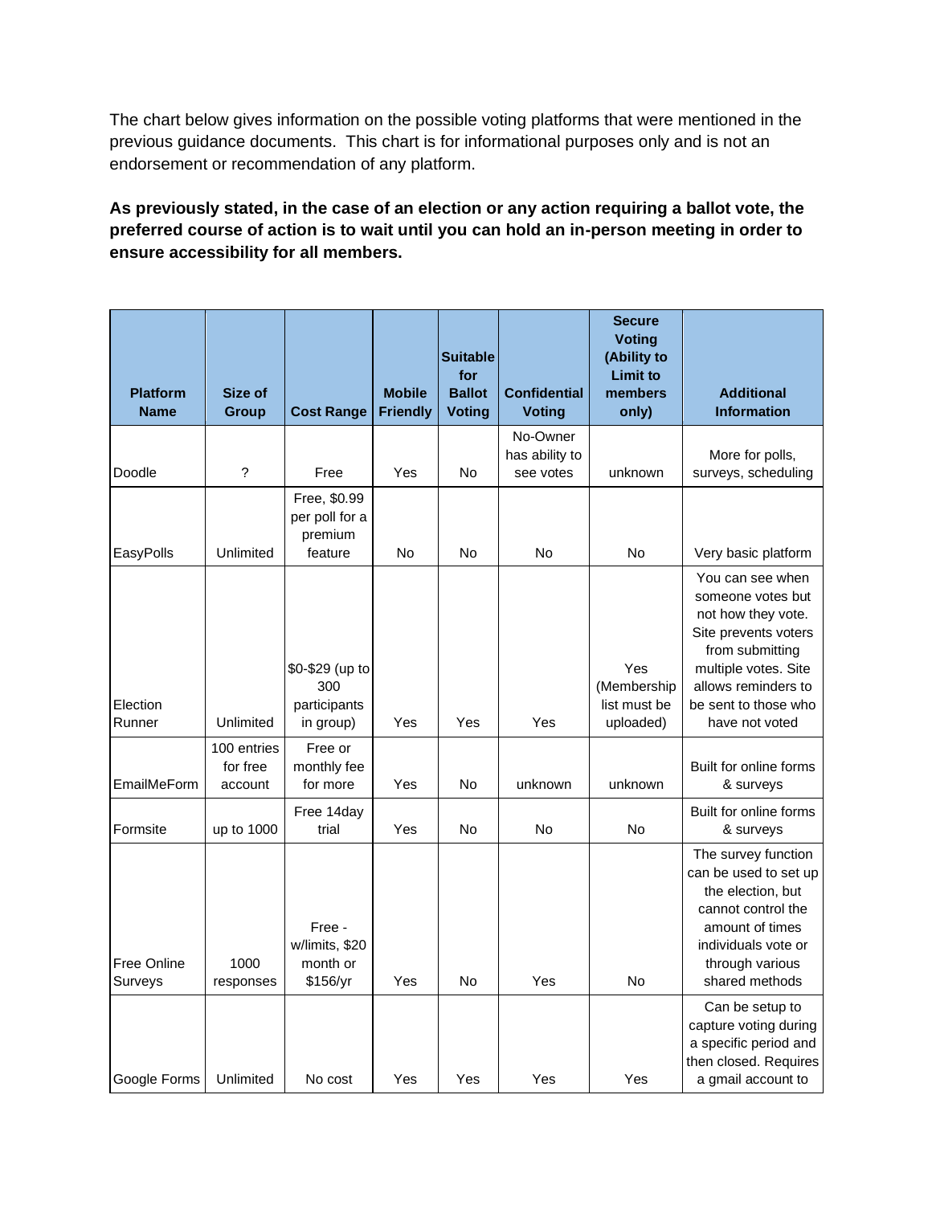The chart below gives information on the possible voting platforms that were mentioned in the previous guidance documents. This chart is for informational purposes only and is not an endorsement or recommendation of any platform.

**As previously stated, in the case of an election or any action requiring a ballot vote, the preferred course of action is to wait until you can hold an in-person meeting in order to ensure accessibility for all members.**

| Platform Name | Size of Group | Cost Range | Mobile Friendly | Suitable for Ballot Voting | Confidential Voting | Secure Voting (Ability to Limit to members only) | Additional Information |
|---|---|---|---|---|---|---|---|
| Doodle | ? | Free | Yes | No | No-Owner has ability to see votes | unknown | More for polls, surveys, scheduling |
| EasyPolls | Unlimited | Free, $0.99 per poll for a premium feature | No | No | No | No | Very basic platform |
| Election Runner | Unlimited | $0-$29 (up to 300 participants in group) | Yes | Yes | Yes | Yes (Membership list must be uploaded) | You can see when someone votes but not how they vote. Site prevents voters from submitting multiple votes. Site allows reminders to be sent to those who have not voted |
| EmailMeForm | 100 entries for free account | Free or monthly fee for more | Yes | No | unknown | unknown | Built for online forms & surveys |
| Formsite | up to 1000 | Free 14day trial | Yes | No | No | No | Built for online forms & surveys |
| Free Online Surveys | 1000 responses | Free - w/limits, $20 month or $156/yr | Yes | No | Yes | No | The survey function can be used to set up the election, but cannot control the amount of times individuals vote or through various shared methods |
| Google Forms | Unlimited | No cost | Yes | Yes | Yes | Yes | Can be setup to capture voting during a specific period and then closed. Requires a gmail account to |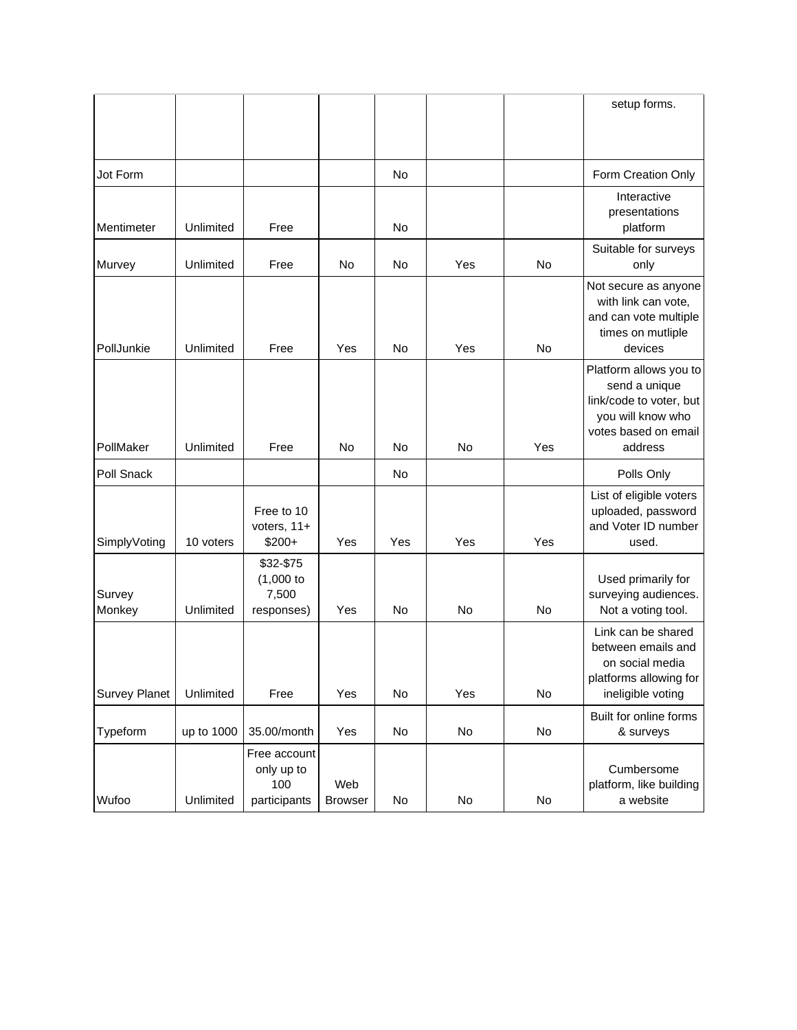| | | | | | | | |
|---|---|---|---|---|---|---|---|
| | | | | | | | setup forms. |
| Jot Form | | | | No | | | Form Creation Only |
| Mentimeter | Unlimited | Free | | No | | | Interactive presentations platform |
| Murvey | Unlimited | Free | No | No | Yes | No | Suitable for surveys only |
| PollJunkie | Unlimited | Free | Yes | No | Yes | No | Not secure as anyone with link can vote, and can vote multiple times on mutliple devices |
| PollMaker | Unlimited | Free | No | No | No | Yes | Platform allows you to send a unique link/code to voter, but you will know who votes based on email address |
| Poll Snack | | | | No | | | Polls Only |
| SimplyVoting | 10 voters | Free to 10 voters, 11+ $200+ | Yes | Yes | Yes | Yes | List of eligible voters uploaded, password and Voter ID number used. |
| Survey Monkey | Unlimited | $32-$75 (1,000 to 7,500 responses) | Yes | No | No | No | Used primarily for surveying audiences. Not a voting tool. |
| Survey Planet | Unlimited | Free | Yes | No | Yes | No | Link can be shared between emails and on social media platforms allowing for ineligible voting |
| Typeform | up to 1000 | 35.00/month | Yes | No | No | No | Built for online forms & surveys |
| Wufoo | Unlimited | Free account only up to 100 participants | Web Browser | No | No | No | Cumbersome platform, like building a website |